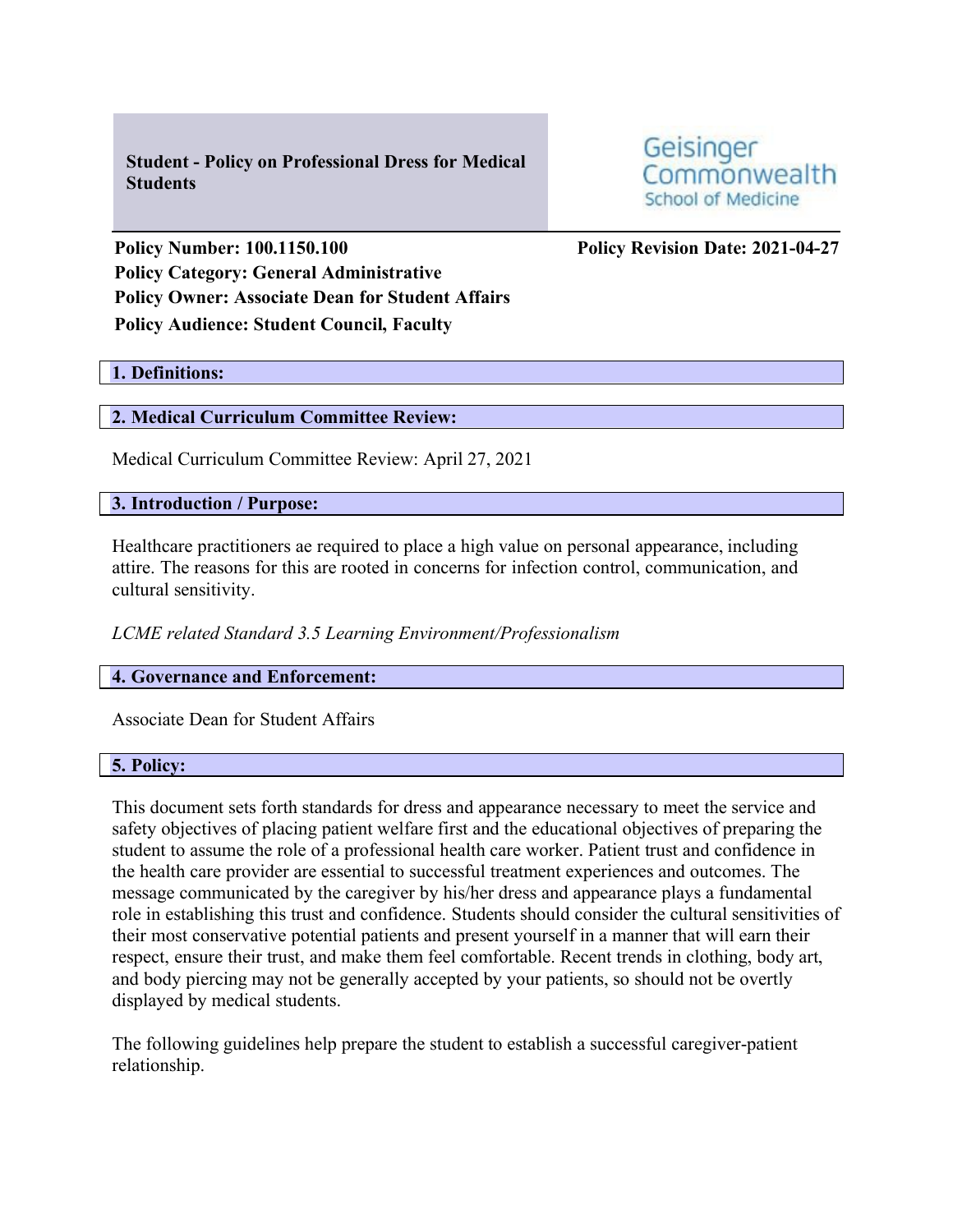# Student - Policy on Professional Dress for Medical Students

Geisinger Commonwealth School of Medicine

**Policy Number: 100.1150.100**

**Policy Revision Date: 2021-04-27**

**Policy Category: General Administrative**

**Policy Owner: Associate Dean for Student Affairs**

**Policy Audience: Student Council, Faculty**

## 1. Definitions:

## 2. Medical Curriculum Committee Review:

Medical Curriculum Committee Review: April 27, 2021

## 3. Introduction / Purpose:

Healthcare practitioners ae required to place a high value on personal appearance, including attire. The reasons for this are rooted in concerns for infection control, communication, and cultural sensitivity.

*LCME related Standard 3.5 Learning Environment/Professionalism*

## 4. Governance and Enforcement:

Associate Dean for Student Affairs

## 5. Policy:

This document sets forth standards for dress and appearance necessary to meet the service and safety objectives of placing patient welfare first and the educational objectives of preparing the student to assume the role of a professional health care worker. Patient trust and confidence in the health care provider are essential to successful treatment experiences and outcomes. The message communicated by the caregiver by his/her dress and appearance plays a fundamental role in establishing this trust and confidence. Students should consider the cultural sensitivities of their most conservative potential patients and present yourself in a manner that will earn their respect, ensure their trust, and make them feel comfortable. Recent trends in clothing, body art, and body piercing may not be generally accepted by your patients, so should not be overtly displayed by medical students.

The following guidelines help prepare the student to establish a successful caregiver-patient relationship.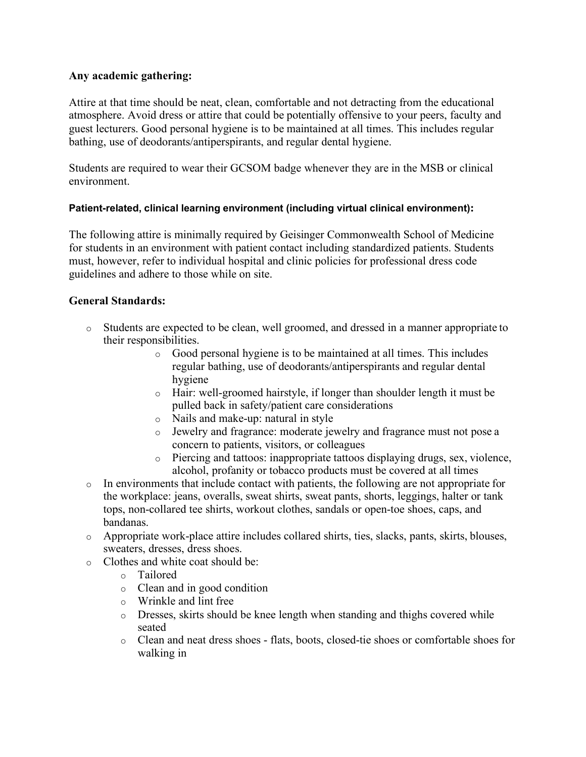**Any academic gathering:**

Attire at that time should be neat, clean, comfortable and not detracting from the educational atmosphere. Avoid dress or attire that could be potentially offensive to your peers, faculty and guest lecturers. Good personal hygiene is to be maintained at all times. This includes regular bathing, use of deodorants/antiperspirants, and regular dental hygiene.

Students are required to wear their GCSOM badge whenever they are in the MSB or clinical environment.

**Patient-related, clinical learning environment (including virtual clinical environment):**

The following attire is minimally required by Geisinger Commonwealth School of Medicine for students in an environment with patient contact including standardized patients. Students must, however, refer to individual hospital and clinic policies for professional dress code guidelines and adhere to those while on site.

**General Standards:**

- Students are expected to be clean, well groomed, and dressed in a manner appropriate to their responsibilities.
    - Good personal hygiene is to be maintained at all times. This includes regular bathing, use of deodorants/antiperspirants and regular dental hygiene
    - Hair: well-groomed hairstyle, if longer than shoulder length it must be pulled back in safety/patient care considerations
    - Nails and make-up: natural in style
    - Jewelry and fragrance: moderate jewelry and fragrance must not pose a concern to patients, visitors, or colleagues
    - Piercing and tattoos: inappropriate tattoos displaying drugs, sex, violence, alcohol, profanity or tobacco products must be covered at all times
- In environments that include contact with patients, the following are not appropriate for the workplace: jeans, overalls, sweat shirts, sweat pants, shorts, leggings, halter or tank tops, non-collared tee shirts, workout clothes, sandals or open-toe shoes, caps, and bandanas.
- Appropriate work-place attire includes collared shirts, ties, slacks, pants, skirts, blouses, sweaters, dresses, dress shoes.
- Clothes and white coat should be:
    - Tailored
    - Clean and in good condition
    - Wrinkle and lint free
    - Dresses, skirts should be knee length when standing and thighs covered while seated
    - Clean and neat dress shoes - flats, boots, closed-tie shoes or comfortable shoes for walking in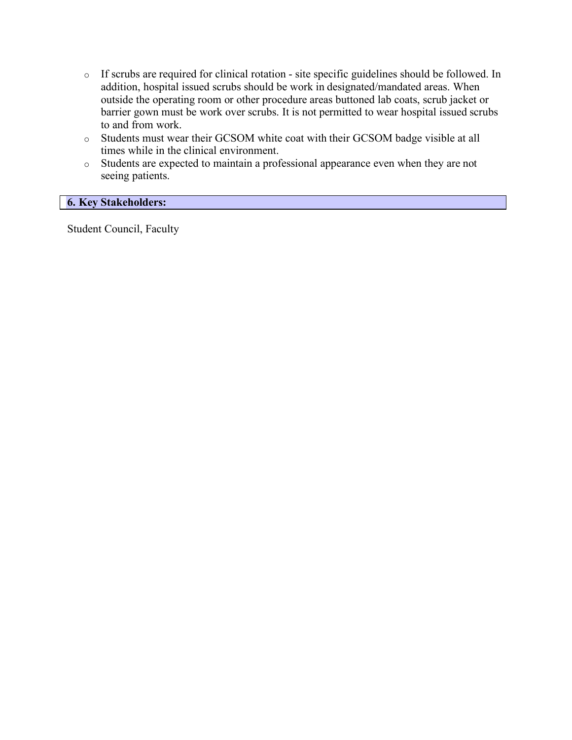- If scrubs are required for clinical rotation - site specific guidelines should be followed. In addition, hospital issued scrubs should be work in designated/mandated areas. When outside the operating room or other procedure areas buttoned lab coats, scrub jacket or barrier gown must be work over scrubs. It is not permitted to wear hospital issued scrubs to and from work.
- Students must wear their GCSOM white coat with their GCSOM badge visible at all times while in the clinical environment.
- Students are expected to maintain a professional appearance even when they are not seeing patients.

## 6. Key Stakeholders:

Student Council, Faculty